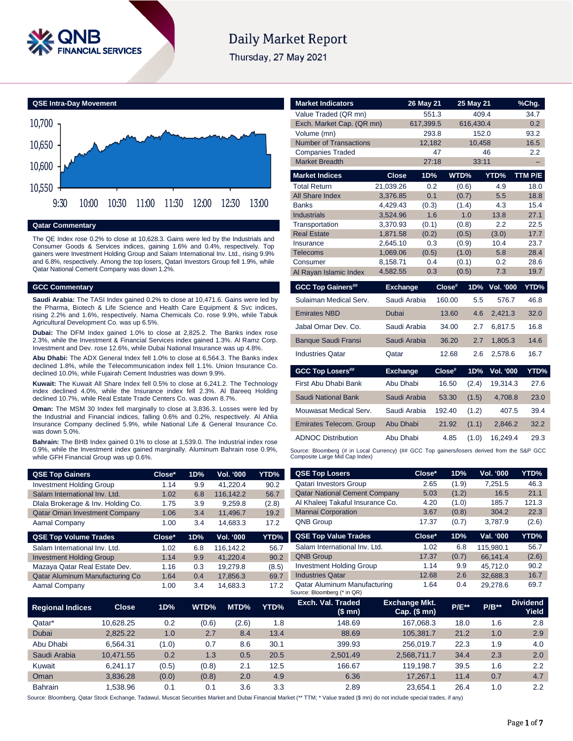# Daily Market Report

Thursday, 27 May 2021

## QSE Intra-Day Movement

## Qatar Commentary

The QE Index rose 0.2% to close at 10,628.3. Gains were led by the Industrials and Consumer Goods & Services indices, gaining 1.6% and 0.4%, respectively. Top gainers were Investment Holding Group and Salam International Inv. Ltd., rising 9.9% and 6.8%, respectively. Among the top losers, Qatari Investors Group fell 1.9%, while Qatar National Cement Company was down 1.2%.

## GCC Commentary

**Saudi Arabia:** The TASI Index gained 0.2% to close at 10,471.6. Gains were led by the Pharma, Biotech & Life Science and Health Care Equipment & Svc indices, rising 2.2% and 1.6%, respectively. Nama Chemicals Co. rose 9.9%, while Tabuk Agricultural Development Co. was up 6.5%.

**Dubai:** The DFM Index gained 1.0% to close at 2,825.2. The Banks index rose 2.3%, while the Investment & Financial Services index gained 1.3%. Al Ramz Corp. Investment and Dev. rose 12.6%, while Dubai National Insurance was up 4.8%.

**Abu Dhabi:** The ADX General Index fell 1.0% to close at 6,564.3. The Banks index declined 1.8%, while the Telecommunication index fell 1.1%. Union Insurance Co. declined 10.0%, while Fujairah Cement Industries was down 9.9%.

**Kuwait:** The Kuwait All Share Index fell 0.5% to close at 6,241.2. The Technology index declined 4.0%, while the Insurance index fell 2.3%. Al Bareeq Holding declined 10.7%, while Real Estate Trade Centers Co. was down 8.7%.

**Oman:** The MSM 30 Index fell marginally to close at 3,836.3. Losses were led by the Industrial and Financial indices, falling 0.6% and 0.2%, respectively. Al Ahlia Insurance Company declined 5.9%, while National Life & General Insurance Co. was down 5.0%.

**Bahrain:** The BHB Index gained 0.1% to close at 1,539.0. The Industrial index rose 0.9%, while the Investment index gained marginally. Aluminum Bahrain rose 0.9%, while GFH Financial Group was up 0.6%.

| Market Indicators | 26 May 21 | 25 May 21 | %Chg. |
|---|---|---|---|
| Value Traded (QR mn) | 551.3 | 409.4 | 34.7 |
| Exch. Market Cap. (QR mn) | 617,399.5 | 616,430.4 | 0.2 |
| Volume (mn) | 293.8 | 152.0 | 93.2 |
| Number of Transactions | 12,182 | 10,458 | 16.5 |
| Companies Traded | 47 | 46 | 2.2 |
| Market Breadth | 27:18 | 33:11 | – |

| Market Indices | Close | 1D% | WTD% | YTD% | TTM P/E |
|---|---|---|---|---|---|
| Total Return | 21,039.26 | 0.2 | (0.6) | 4.9 | 18.0 |
| All Share Index | 3,376.85 | 0.1 | (0.7) | 5.5 | 18.8 |
| Banks | 4,429.43 | (0.3) | (1.4) | 4.3 | 15.4 |
| Industrials | 3,524.96 | 1.6 | 1.0 | 13.8 | 27.1 |
| Transportation | 3,370.93 | (0.1) | (0.8) | 2.2 | 22.5 |
| Real Estate | 1,871.58 | (0.2) | (0.5) | (3.0) | 17.7 |
| Insurance | 2,645.10 | 0.3 | (0.9) | 10.4 | 23.7 |
| Telecoms | 1,069.06 | (0.5) | (1.0) | 5.8 | 28.4 |
| Consumer | 8,158.71 | 0.4 | (0.1) | 0.2 | 28.6 |
| Al Rayan Islamic Index | 4,582.55 | 0.3 | (0.5) | 7.3 | 19.7 |

| GCC Top Gainers## | Exchange | Close# | 1D% | Vol. '000 | YTD% |
|---|---|---|---|---|---|
| Sulaiman Medical Serv. | Saudi Arabia | 160.00 | 5.5 | 576.7 | 46.8 |
| Emirates NBD | Dubai | 13.60 | 4.6 | 2,421.3 | 32.0 |
| Jabal Omar Dev. Co. | Saudi Arabia | 34.00 | 2.7 | 6,817.5 | 16.8 |
| Banque Saudi Fransi | Saudi Arabia | 36.20 | 2.7 | 1,805.3 | 14.6 |
| Industries Qatar | Qatar | 12.68 | 2.6 | 2,578.6 | 16.7 |

| GCC Top Losers## | Exchange | Close# | 1D% | Vol. '000 | YTD% |
|---|---|---|---|---|---|
| First Abu Dhabi Bank | Abu Dhabi | 16.50 | (2.4) | 19,314.3 | 27.6 |
| Saudi National Bank | Saudi Arabia | 53.30 | (1.5) | 4,708.8 | 23.0 |
| Mouwasat Medical Serv. | Saudi Arabia | 192.40 | (1.2) | 407.5 | 39.4 |
| Emirates Telecom. Group | Abu Dhabi | 21.92 | (1.1) | 2,846.2 | 32.2 |
| ADNOC Distribution | Abu Dhabi | 4.85 | (1.0) | 16,249.4 | 29.3 |

Source: Bloomberg (# in Local Currency) (## GCC Top gainers/losers derived from the S&P GCC Composite Large Mid Cap Index)

| QSE Top Gainers | Close* | 1D% | Vol. '000 | YTD% |
|---|---|---|---|---|
| Investment Holding Group | 1.14 | 9.9 | 41,220.4 | 90.2 |
| Salam International Inv. Ltd. | 1.02 | 6.8 | 116,142.2 | 56.7 |
| Dlala Brokerage & Inv. Holding Co. | 1.75 | 3.9 | 9,259.8 | (2.8) |
| Qatar Oman Investment Company | 1.06 | 3.4 | 11,496.7 | 19.2 |
| Aamal Company | 1.00 | 3.4 | 14,683.3 | 17.2 |

| QSE Top Volume Trades | Close* | 1D% | Vol. '000 | YTD% |
|---|---|---|---|---|
| Salam International Inv. Ltd. | 1.02 | 6.8 | 116,142.2 | 56.7 |
| Investment Holding Group | 1.14 | 9.9 | 41,220.4 | 90.2 |
| Mazaya Qatar Real Estate Dev. | 1.16 | 0.3 | 19,279.8 | (8.5) |
| Qatar Aluminum Manufacturing Co | 1.64 | 0.4 | 17,856.3 | 69.7 |
| Aamal Company | 1.00 | 3.4 | 14,683.3 | 17.2 |

| QSE Top Losers | Close* | 1D% | Vol. '000 | YTD% |
|---|---|---|---|---|
| Qatari Investors Group | 2.65 | (1.9) | 7,251.5 | 46.3 |
| Qatar National Cement Company | 5.03 | (1.2) | 16.5 | 21.1 |
| Al Khaleej Takaful Insurance Co. | 4.20 | (1.0) | 185.7 | 121.3 |
| Mannai Corporation | 3.67 | (0.8) | 304.2 | 22.3 |
| QNB Group | 17.37 | (0.7) | 3,787.9 | (2.6) |

| QSE Top Value Trades | Close* | 1D% | Val. '000 | YTD% |
|---|---|---|---|---|
| Salam International Inv. Ltd. | 1.02 | 6.8 | 115,980.1 | 56.7 |
| QNB Group | 17.37 | (0.7) | 66,141.4 | (2.6) |
| Investment Holding Group | 1.14 | 9.9 | 45,712.0 | 90.2 |
| Industries Qatar | 12.68 | 2.6 | 32,688.3 | 16.7 |
| Qatar Aluminum Manufacturing | 1.64 | 0.4 | 29,278.6 | 69.7 |

Source: Bloomberg (* in QR)

| Regional Indices | Close | 1D% | WTD% | MTD% | YTD% | Exch. Val. Traded ($ mn) | Exchange Mkt. Cap. ($ mn) | P/E** | P/B** | Dividend Yield |
|---|---|---|---|---|---|---|---|---|---|---|
| Qatar* | 10,628.25 | 0.2 | (0.6) | (2.6) | 1.8 | 148.69 | 167,068.3 | 18.0 | 1.6 | 2.8 |
| Dubai | 2,825.22 | 1.0 | 2.7 | 8.4 | 13.4 | 88.69 | 105,381.7 | 21.2 | 1.0 | 2.9 |
| Abu Dhabi | 6,564.31 | (1.0) | 0.7 | 8.6 | 30.1 | 399.93 | 256,019.7 | 22.3 | 1.9 | 4.0 |
| Saudi Arabia | 10,471.55 | 0.2 | 1.3 | 0.5 | 20.5 | 2,501.49 | 2,568,711.7 | 34.4 | 2.3 | 2.0 |
| Kuwait | 6,241.17 | (0.5) | (0.8) | 2.1 | 12.5 | 166.67 | 119,198.7 | 39.5 | 1.6 | 2.2 |
| Oman | 3,836.28 | (0.0) | (0.8) | 2.0 | 4.9 | 6.36 | 17,267.1 | 11.4 | 0.7 | 4.7 |
| Bahrain | 1,538.96 | 0.1 | 0.1 | 3.6 | 3.3 | 2.89 | 23,654.1 | 26.4 | 1.0 | 2.2 |

Source: Bloomberg, Qatar Stock Exchange, Tadawul, Muscat Securities Market and Dubai Financial Market (** TTM; * Value traded ($ mn) do not include special trades, if any)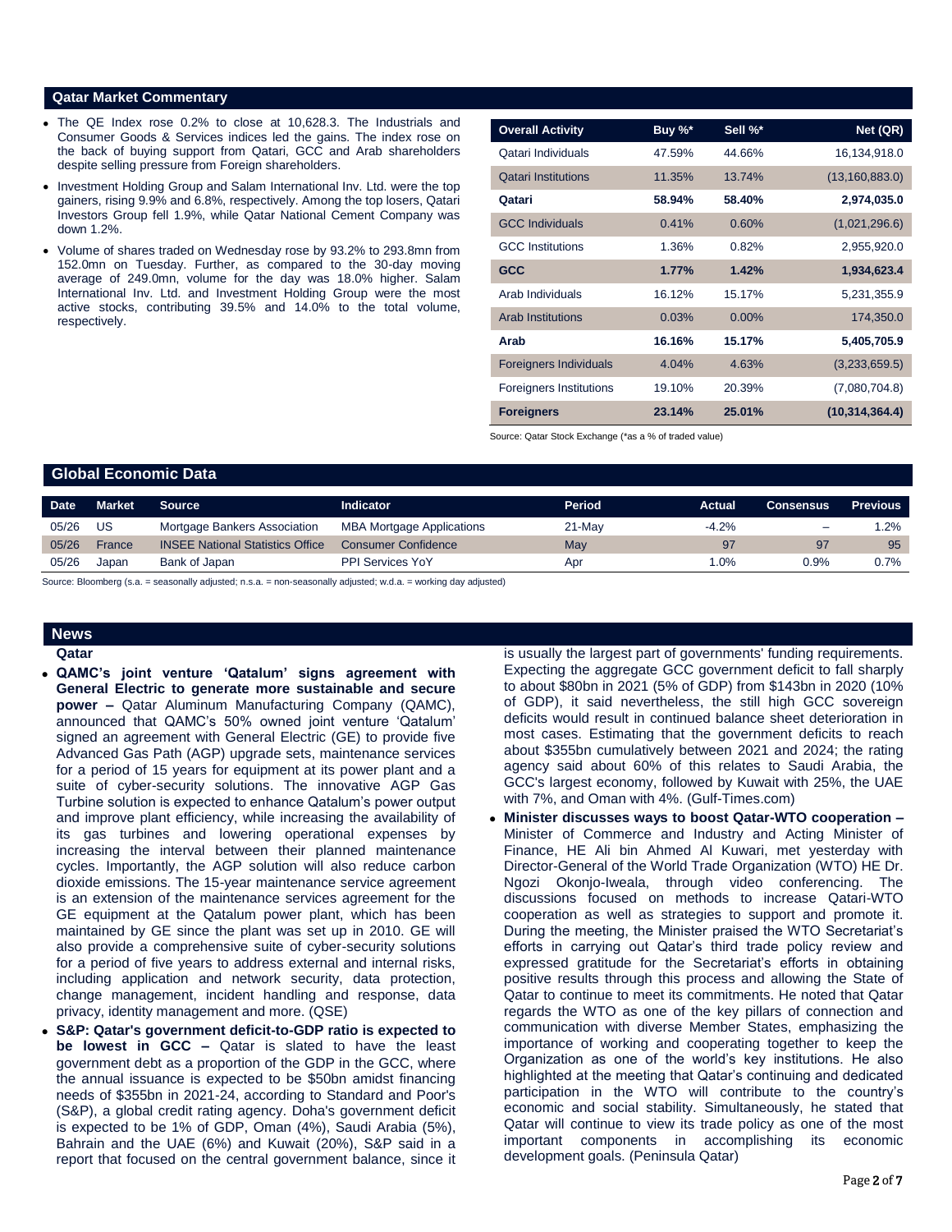## Qatar Market Commentary

- The QE Index rose 0.2% to close at 10,628.3. The Industrials and Consumer Goods & Services indices led the gains. The index rose on the back of buying support from Qatari, GCC and Arab shareholders despite selling pressure from Foreign shareholders.
- Investment Holding Group and Salam International Inv. Ltd. were the top gainers, rising 9.9% and 6.8%, respectively. Among the top losers, Qatari Investors Group fell 1.9%, while Qatar National Cement Company was down 1.2%.
- Volume of shares traded on Wednesday rose by 93.2% to 293.8mn from 152.0mn on Tuesday. Further, as compared to the 30-day moving average of 249.0mn, volume for the day was 18.0% higher. Salam International Inv. Ltd. and Investment Holding Group were the most active stocks, contributing 39.5% and 14.0% to the total volume, respectively.

| Overall Activity | Buy %* | Sell %* | Net (QR) |
|---|---|---|---|
| Qatari Individuals | 47.59% | 44.66% | 16,134,918.0 |
| Qatari Institutions | 11.35% | 13.74% | (13,160,883.0) |
| **Qatari** | **58.94%** | **58.40%** | **2,974,035.0** |
| GCC Individuals | 0.41% | 0.60% | (1,021,296.6) |
| GCC Institutions | 1.36% | 0.82% | 2,955,920.0 |
| **GCC** | **1.77%** | **1.42%** | **1,934,623.4** |
| Arab Individuals | 16.12% | 15.17% | 5,231,355.9 |
| Arab Institutions | 0.03% | 0.00% | 174,350.0 |
| **Arab** | **16.16%** | **15.17%** | **5,405,705.9** |
| Foreigners Individuals | 4.04% | 4.63% | (3,233,659.5) |
| Foreigners Institutions | 19.10% | 20.39% | (7,080,704.8) |
| **Foreigners** | **23.14%** | **25.01%** | **(10,314,364.4)** |

Source: Qatar Stock Exchange (*as a % of traded value)

## Global Economic Data

| Date | Market | Source | Indicator | Period | Actual | Consensus | Previous |
|---|---|---|---|---|---|---|---|
| 05/26 | US | Mortgage Bankers Association | MBA Mortgage Applications | 21-May | -4.2% | – | 1.2% |
| 05/26 | France | INSEE National Statistics Office | Consumer Confidence | May | 97 | 97 | 95 |
| 05/26 | Japan | Bank of Japan | PPI Services YoY | Apr | 1.0% | 0.9% | 0.7% |

Source: Bloomberg (s.a. = seasonally adjusted; n.s.a. = non-seasonally adjusted; w.d.a. = working day adjusted)

## News

### Qatar

- **QAMC's joint venture 'Qatalum' signs agreement with General Electric to generate more sustainable and secure power –** Qatar Aluminum Manufacturing Company (QAMC), announced that QAMC's 50% owned joint venture 'Qatalum' signed an agreement with General Electric (GE) to provide five Advanced Gas Path (AGP) upgrade sets, maintenance services for a period of 15 years for equipment at its power plant and a suite of cyber-security solutions. The innovative AGP Gas Turbine solution is expected to enhance Qatalum's power output and improve plant efficiency, while increasing the availability of its gas turbines and lowering operational expenses by increasing the interval between their planned maintenance cycles. Importantly, the AGP solution will also reduce carbon dioxide emissions. The 15-year maintenance service agreement is an extension of the maintenance services agreement for the GE equipment at the Qatalum power plant, which has been maintained by GE since the plant was set up in 2010. GE will also provide a comprehensive suite of cyber-security solutions for a period of five years to address external and internal risks, including application and network security, data protection, change management, incident handling and response, data privacy, identity management and more. (QSE)
- **S&P: Qatar's government deficit-to-GDP ratio is expected to be lowest in GCC –** Qatar is slated to have the least government debt as a proportion of the GDP in the GCC, where the annual issuance is expected to be $50bn amidst financing needs of $355bn in 2021-24, according to Standard and Poor's (S&P), a global credit rating agency. Doha's government deficit is expected to be 1% of GDP, Oman (4%), Saudi Arabia (5%), Bahrain and the UAE (6%) and Kuwait (20%), S&P said in a report that focused on the central government balance, since it is usually the largest part of governments' funding requirements. Expecting the aggregate GCC government deficit to fall sharply to about $80bn in 2021 (5% of GDP) from $143bn in 2020 (10% of GDP), it said nevertheless, the still high GCC sovereign deficits would result in continued balance sheet deterioration in most cases. Estimating that the government deficits to reach about $355bn cumulatively between 2021 and 2024; the rating agency said about 60% of this relates to Saudi Arabia, the GCC's largest economy, followed by Kuwait with 25%, the UAE with 7%, and Oman with 4%. (Gulf-Times.com)
- **Minister discusses ways to boost Qatar-WTO cooperation –** Minister of Commerce and Industry and Acting Minister of Finance, HE Ali bin Ahmed Al Kuwari, met yesterday with Director-General of the World Trade Organization (WTO) HE Dr. Ngozi Okonjo-Iweala, through video conferencing. The discussions focused on methods to increase Qatari-WTO cooperation as well as strategies to support and promote it. During the meeting, the Minister praised the WTO Secretariat's efforts in carrying out Qatar's third trade policy review and expressed gratitude for the Secretariat's efforts in obtaining positive results through this process and allowing the State of Qatar to continue to meet its commitments. He noted that Qatar regards the WTO as one of the key pillars of connection and communication with diverse Member States, emphasizing the importance of working and cooperating together to keep the Organization as one of the world's key institutions. He also highlighted at the meeting that Qatar's continuing and dedicated participation in the WTO will contribute to the country's economic and social stability. Simultaneously, he stated that Qatar will continue to view its trade policy as one of the most important components in accomplishing its economic development goals. (Peninsula Qatar)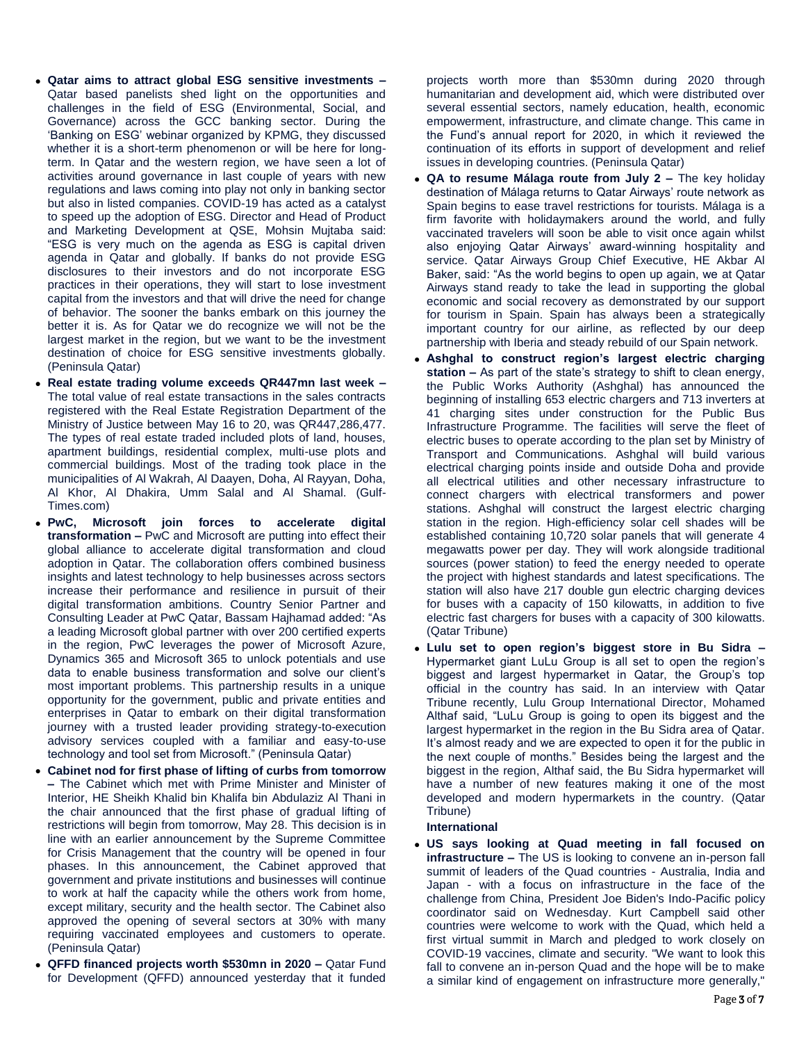- **Qatar aims to attract global ESG sensitive investments –** Qatar based panelists shed light on the opportunities and challenges in the field of ESG (Environmental, Social, and Governance) across the GCC banking sector. During the 'Banking on ESG' webinar organized by KPMG, they discussed whether it is a short-term phenomenon or will be here for long-term. In Qatar and the western region, we have seen a lot of activities around governance in last couple of years with new regulations and laws coming into play not only in banking sector but also in listed companies. COVID-19 has acted as a catalyst to speed up the adoption of ESG. Director and Head of Product and Marketing Development at QSE, Mohsin Mujtaba said: "ESG is very much on the agenda as ESG is capital driven agenda in Qatar and globally. If banks do not provide ESG disclosures to their investors and do not incorporate ESG practices in their operations, they will start to lose investment capital from the investors and that will drive the need for change of behavior. The sooner the banks embark on this journey the better it is. As for Qatar we do recognize we will not be the largest market in the region, but we want to be the investment destination of choice for ESG sensitive investments globally. (Peninsula Qatar)
- **Real estate trading volume exceeds QR447mn last week –** The total value of real estate transactions in the sales contracts registered with the Real Estate Registration Department of the Ministry of Justice between May 16 to 20, was QR447,286,477. The types of real estate traded included plots of land, houses, apartment buildings, residential complex, multi-use plots and commercial buildings. Most of the trading took place in the municipalities of Al Wakrah, Al Daayen, Doha, Al Rayyan, Doha, Al Khor, Al Dhakira, Umm Salal and Al Shamal. (Gulf-Times.com)
- **PwC, Microsoft join forces to accelerate digital transformation –** PwC and Microsoft are putting into effect their global alliance to accelerate digital transformation and cloud adoption in Qatar. The collaboration offers combined business insights and latest technology to help businesses across sectors increase their performance and resilience in pursuit of their digital transformation ambitions. Country Senior Partner and Consulting Leader at PwC Qatar, Bassam Hajhamad added: "As a leading Microsoft global partner with over 200 certified experts in the region, PwC leverages the power of Microsoft Azure, Dynamics 365 and Microsoft 365 to unlock potentials and use data to enable business transformation and solve our client's most important problems. This partnership results in a unique opportunity for the government, public and private entities and enterprises in Qatar to embark on their digital transformation journey with a trusted leader providing strategy-to-execution advisory services coupled with a familiar and easy-to-use technology and tool set from Microsoft." (Peninsula Qatar)
- **Cabinet nod for first phase of lifting of curbs from tomorrow –** The Cabinet which met with Prime Minister and Minister of Interior, HE Sheikh Khalid bin Khalifa bin Abdulaziz Al Thani in the chair announced that the first phase of gradual lifting of restrictions will begin from tomorrow, May 28. This decision is in line with an earlier announcement by the Supreme Committee for Crisis Management that the country will be opened in four phases. In this announcement, the Cabinet approved that government and private institutions and businesses will continue to work at half the capacity while the others work from home, except military, security and the health sector. The Cabinet also approved the opening of several sectors at 30% with many requiring vaccinated employees and customers to operate. (Peninsula Qatar)
- **QFFD financed projects worth $530mn in 2020 –** Qatar Fund for Development (QFFD) announced yesterday that it funded projects worth more than $530mn during 2020 through humanitarian and development aid, which were distributed over several essential sectors, namely education, health, economic empowerment, infrastructure, and climate change. This came in the Fund's annual report for 2020, in which it reviewed the continuation of its efforts in support of development and relief issues in developing countries. (Peninsula Qatar)
- **QA to resume Málaga route from July 2 –** The key holiday destination of Málaga returns to Qatar Airways' route network as Spain begins to ease travel restrictions for tourists. Málaga is a firm favorite with holidaymakers around the world, and fully vaccinated travelers will soon be able to visit once again whilst also enjoying Qatar Airways' award-winning hospitality and service. Qatar Airways Group Chief Executive, HE Akbar Al Baker, said: "As the world begins to open up again, we at Qatar Airways stand ready to take the lead in supporting the global economic and social recovery as demonstrated by our support for tourism in Spain. Spain has always been a strategically important country for our airline, as reflected by our deep partnership with Iberia and steady rebuild of our Spain network.
- **Ashghal to construct region's largest electric charging station –** As part of the state's strategy to shift to clean energy, the Public Works Authority (Ashghal) has announced the beginning of installing 653 electric chargers and 713 inverters at 41 charging sites under construction for the Public Bus Infrastructure Programme. The facilities will serve the fleet of electric buses to operate according to the plan set by Ministry of Transport and Communications. Ashghal will build various electrical charging points inside and outside Doha and provide all electrical utilities and other necessary infrastructure to connect chargers with electrical transformers and power stations. Ashghal will construct the largest electric charging station in the region. High-efficiency solar cell shades will be established containing 10,720 solar panels that will generate 4 megawatts power per day. They will work alongside traditional sources (power station) to feed the energy needed to operate the project with highest standards and latest specifications. The station will also have 217 double gun electric charging devices for buses with a capacity of 150 kilowatts, in addition to five electric fast chargers for buses with a capacity of 300 kilowatts. (Qatar Tribune)
- **Lulu set to open region's biggest store in Bu Sidra –** Hypermarket giant LuLu Group is all set to open the region's biggest and largest hypermarket in Qatar, the Group's top official in the country has said. In an interview with Qatar Tribune recently, Lulu Group International Director, Mohamed Althaf said, "LuLu Group is going to open its biggest and the largest hypermarket in the region in the Bu Sidra area of Qatar. It's almost ready and we are expected to open it for the public in the next couple of months." Besides being the largest and the biggest in the region, Althaf said, the Bu Sidra hypermarket will have a number of new features making it one of the most developed and modern hypermarkets in the country. (Qatar Tribune)

**International**

- **US says looking at Quad meeting in fall focused on infrastructure –** The US is looking to convene an in-person fall summit of leaders of the Quad countries - Australia, India and Japan - with a focus on infrastructure in the face of the challenge from China, President Joe Biden's Indo-Pacific policy coordinator said on Wednesday. Kurt Campbell said other countries were welcome to work with the Quad, which held a first virtual summit in March and pledged to work closely on COVID-19 vaccines, climate and security. "We want to look this fall to convene an in-person Quad and the hope will be to make a similar kind of engagement on infrastructure more generally,"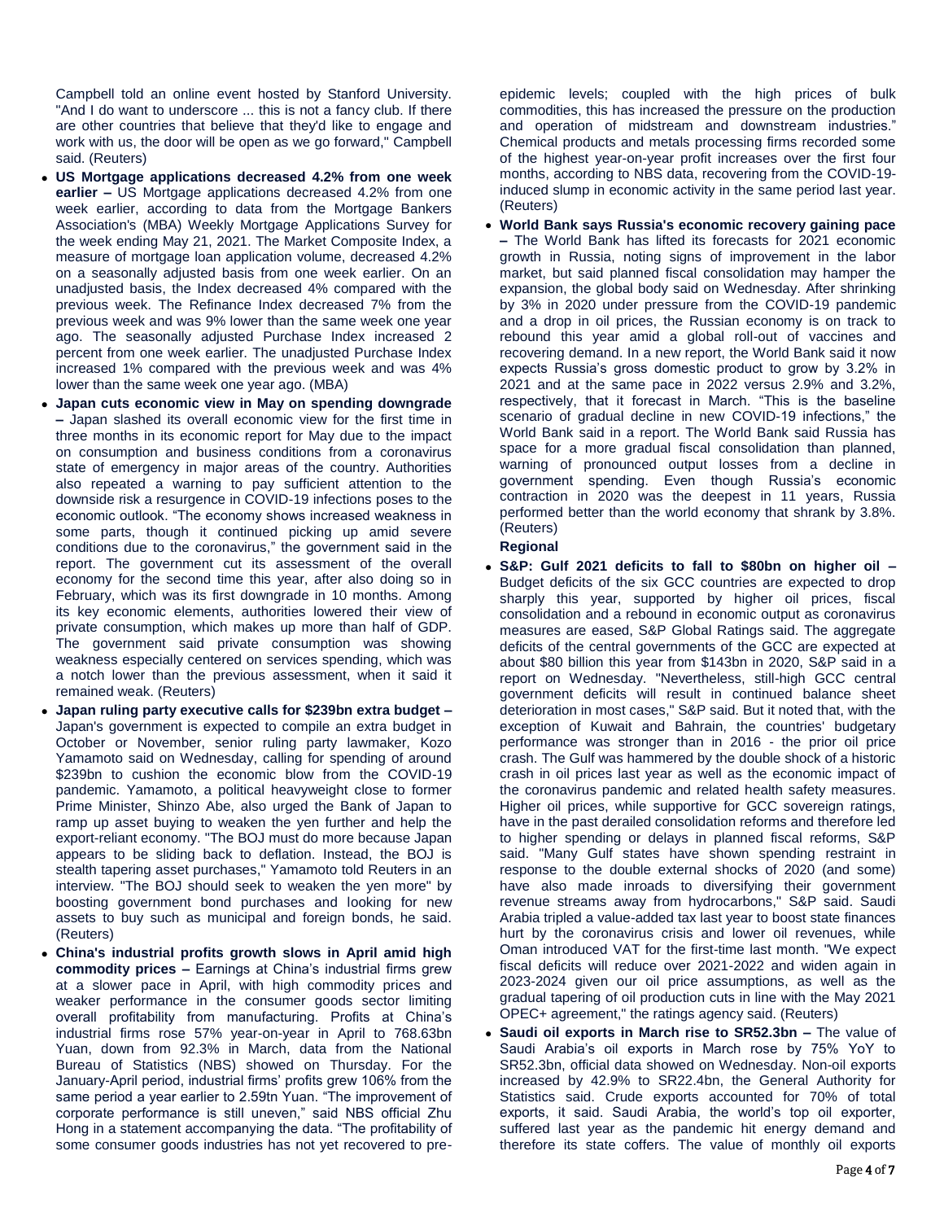Campbell told an online event hosted by Stanford University. "And I do want to underscore ... this is not a fancy club. If there are other countries that believe that they'd like to engage and work with us, the door will be open as we go forward," Campbell said. (Reuters)

- **US Mortgage applications decreased 4.2% from one week earlier –** US Mortgage applications decreased 4.2% from one week earlier, according to data from the Mortgage Bankers Association's (MBA) Weekly Mortgage Applications Survey for the week ending May 21, 2021. The Market Composite Index, a measure of mortgage loan application volume, decreased 4.2% on a seasonally adjusted basis from one week earlier. On an unadjusted basis, the Index decreased 4% compared with the previous week. The Refinance Index decreased 7% from the previous week and was 9% lower than the same week one year ago. The seasonally adjusted Purchase Index increased 2 percent from one week earlier. The unadjusted Purchase Index increased 1% compared with the previous week and was 4% lower than the same week one year ago. (MBA)
- **Japan cuts economic view in May on spending downgrade –** Japan slashed its overall economic view for the first time in three months in its economic report for May due to the impact on consumption and business conditions from a coronavirus state of emergency in major areas of the country. Authorities also repeated a warning to pay sufficient attention to the downside risk a resurgence in COVID-19 infections poses to the economic outlook. "The economy shows increased weakness in some parts, though it continued picking up amid severe conditions due to the coronavirus," the government said in the report. The government cut its assessment of the overall economy for the second time this year, after also doing so in February, which was its first downgrade in 10 months. Among its key economic elements, authorities lowered their view of private consumption, which makes up more than half of GDP. The government said private consumption was showing weakness especially centered on services spending, which was a notch lower than the previous assessment, when it said it remained weak. (Reuters)
- **Japan ruling party executive calls for $239bn extra budget –** Japan's government is expected to compile an extra budget in October or November, senior ruling party lawmaker, Kozo Yamamoto said on Wednesday, calling for spending of around $239bn to cushion the economic blow from the COVID-19 pandemic. Yamamoto, a political heavyweight close to former Prime Minister, Shinzo Abe, also urged the Bank of Japan to ramp up asset buying to weaken the yen further and help the export-reliant economy. "The BOJ must do more because Japan appears to be sliding back to deflation. Instead, the BOJ is stealth tapering asset purchases," Yamamoto told Reuters in an interview. "The BOJ should seek to weaken the yen more" by boosting government bond purchases and looking for new assets to buy such as municipal and foreign bonds, he said. (Reuters)
- **China's industrial profits growth slows in April amid high commodity prices –** Earnings at China's industrial firms grew at a slower pace in April, with high commodity prices and weaker performance in the consumer goods sector limiting overall profitability from manufacturing. Profits at China's industrial firms rose 57% year-on-year in April to 768.63bn Yuan, down from 92.3% in March, data from the National Bureau of Statistics (NBS) showed on Thursday. For the January-April period, industrial firms' profits grew 106% from the same period a year earlier to 2.59tn Yuan. "The improvement of corporate performance is still uneven," said NBS official Zhu Hong in a statement accompanying the data. "The profitability of some consumer goods industries has not yet recovered to pre-epidemic levels; coupled with the high prices of bulk commodities, this has increased the pressure on the production and operation of midstream and downstream industries." Chemical products and metals processing firms recorded some of the highest year-on-year profit increases over the first four months, according to NBS data, recovering from the COVID-19-induced slump in economic activity in the same period last year. (Reuters)
- **World Bank says Russia's economic recovery gaining pace –** The World Bank has lifted its forecasts for 2021 economic growth in Russia, noting signs of improvement in the labor market, but said planned fiscal consolidation may hamper the expansion, the global body said on Wednesday. After shrinking by 3% in 2020 under pressure from the COVID-19 pandemic and a drop in oil prices, the Russian economy is on track to rebound this year amid a global roll-out of vaccines and recovering demand. In a new report, the World Bank said it now expects Russia's gross domestic product to grow by 3.2% in 2021 and at the same pace in 2022 versus 2.9% and 3.2%, respectively, that it forecast in March. "This is the baseline scenario of gradual decline in new COVID-19 infections," the World Bank said in a report. The World Bank said Russia has space for a more gradual fiscal consolidation than planned, warning of pronounced output losses from a decline in government spending. Even though Russia's economic contraction in 2020 was the deepest in 11 years, Russia performed better than the world economy that shrank by 3.8%. (Reuters)

**Regional**

- **S&P: Gulf 2021 deficits to fall to $80bn on higher oil –** Budget deficits of the six GCC countries are expected to drop sharply this year, supported by higher oil prices, fiscal consolidation and a rebound in economic output as coronavirus measures are eased, S&P Global Ratings said. The aggregate deficits of the central governments of the GCC are expected at about $80 billion this year from $143bn in 2020, S&P said in a report on Wednesday. "Nevertheless, still-high GCC central government deficits will result in continued balance sheet deterioration in most cases," S&P said. But it noted that, with the exception of Kuwait and Bahrain, the countries' budgetary performance was stronger than in 2016 - the prior oil price crash. The Gulf was hammered by the double shock of a historic crash in oil prices last year as well as the economic impact of the coronavirus pandemic and related health safety measures. Higher oil prices, while supportive for GCC sovereign ratings, have in the past derailed consolidation reforms and therefore led to higher spending or delays in planned fiscal reforms, S&P said. "Many Gulf states have shown spending restraint in response to the double external shocks of 2020 (and some) have also made inroads to diversifying their government revenue streams away from hydrocarbons," S&P said. Saudi Arabia tripled a value-added tax last year to boost state finances hurt by the coronavirus crisis and lower oil revenues, while Oman introduced VAT for the first-time last month. "We expect fiscal deficits will reduce over 2021-2022 and widen again in 2023-2024 given our oil price assumptions, as well as the gradual tapering of oil production cuts in line with the May 2021 OPEC+ agreement," the ratings agency said. (Reuters)
- **Saudi oil exports in March rise to SR52.3bn –** The value of Saudi Arabia's oil exports in March rose by 75% YoY to SR52.3bn, official data showed on Wednesday. Non-oil exports increased by 42.9% to SR22.4bn, the General Authority for Statistics said. Crude exports accounted for 70% of total exports, it said. Saudi Arabia, the world's top oil exporter, suffered last year as the pandemic hit energy demand and therefore its state coffers. The value of monthly oil exports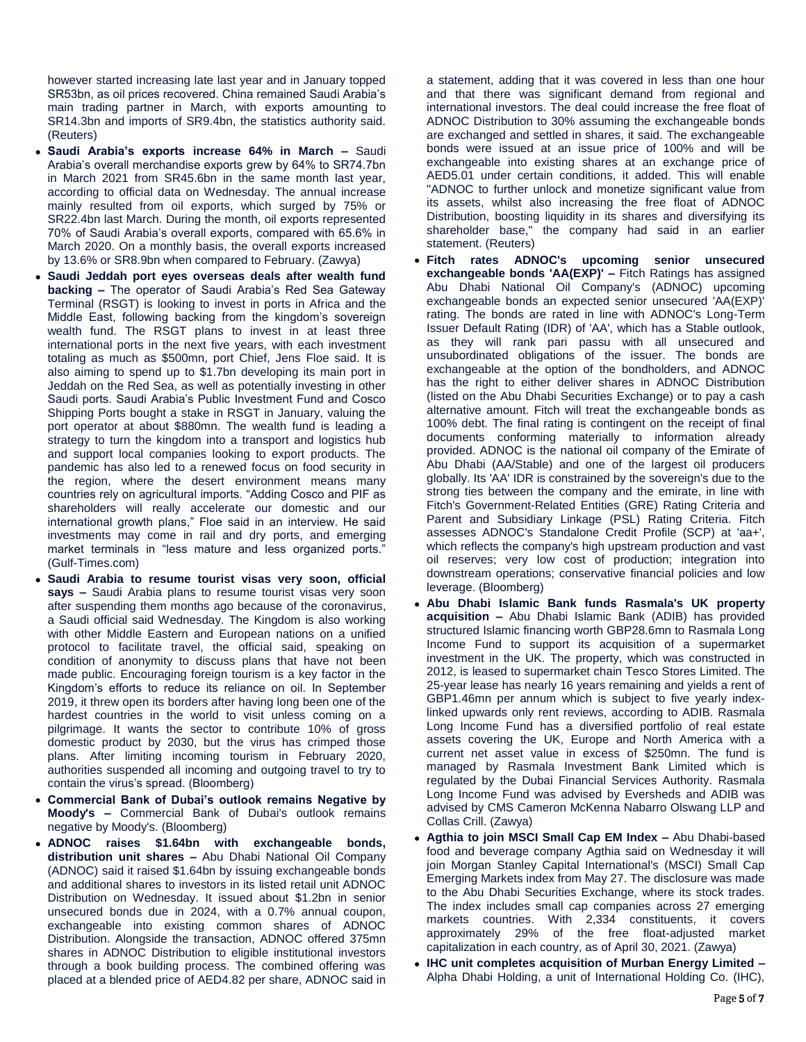however started increasing late last year and in January topped SR53bn, as oil prices recovered. China remained Saudi Arabia's main trading partner in March, with exports amounting to SR14.3bn and imports of SR9.4bn, the statistics authority said. (Reuters)

- **Saudi Arabia's exports increase 64% in March –** Saudi Arabia's overall merchandise exports grew by 64% to SR74.7bn in March 2021 from SR45.6bn in the same month last year, according to official data on Wednesday. The annual increase mainly resulted from oil exports, which surged by 75% or SR22.4bn last March. During the month, oil exports represented 70% of Saudi Arabia's overall exports, compared with 65.6% in March 2020. On a monthly basis, the overall exports increased by 13.6% or SR8.9bn when compared to February. (Zawya)
- **Saudi Jeddah port eyes overseas deals after wealth fund backing –** The operator of Saudi Arabia's Red Sea Gateway Terminal (RSGT) is looking to invest in ports in Africa and the Middle East, following backing from the kingdom's sovereign wealth fund. The RSGT plans to invest in at least three international ports in the next five years, with each investment totaling as much as $500mn, port Chief, Jens Floe said. It is also aiming to spend up to $1.7bn developing its main port in Jeddah on the Red Sea, as well as potentially investing in other Saudi ports. Saudi Arabia's Public Investment Fund and Cosco Shipping Ports bought a stake in RSGT in January, valuing the port operator at about $880mn. The wealth fund is leading a strategy to turn the kingdom into a transport and logistics hub and support local companies looking to export products. The pandemic has also led to a renewed focus on food security in the region, where the desert environment means many countries rely on agricultural imports. "Adding Cosco and PIF as shareholders will really accelerate our domestic and our international growth plans," Floe said in an interview. He said investments may come in rail and dry ports, and emerging market terminals in "less mature and less organized ports." (Gulf-Times.com)
- **Saudi Arabia to resume tourist visas very soon, official says –** Saudi Arabia plans to resume tourist visas very soon after suspending them months ago because of the coronavirus, a Saudi official said Wednesday. The Kingdom is also working with other Middle Eastern and European nations on a unified protocol to facilitate travel, the official said, speaking on condition of anonymity to discuss plans that have not been made public. Encouraging foreign tourism is a key factor in the Kingdom's efforts to reduce its reliance on oil. In September 2019, it threw open its borders after having long been one of the hardest countries in the world to visit unless coming on a pilgrimage. It wants the sector to contribute 10% of gross domestic product by 2030, but the virus has crimped those plans. After limiting incoming tourism in February 2020, authorities suspended all incoming and outgoing travel to try to contain the virus's spread. (Bloomberg)
- **Commercial Bank of Dubai's outlook remains Negative by Moody's –** Commercial Bank of Dubai's outlook remains negative by Moody's. (Bloomberg)
- **ADNOC raises $1.64bn with exchangeable bonds, distribution unit shares –** Abu Dhabi National Oil Company (ADNOC) said it raised $1.64bn by issuing exchangeable bonds and additional shares to investors in its listed retail unit ADNOC Distribution on Wednesday. It issued about $1.2bn in senior unsecured bonds due in 2024, with a 0.7% annual coupon, exchangeable into existing common shares of ADNOC Distribution. Alongside the transaction, ADNOC offered 375mn shares in ADNOC Distribution to eligible institutional investors through a book building process. The combined offering was placed at a blended price of AED4.82 per share, ADNOC said in a statement, adding that it was covered in less than one hour and that there was significant demand from regional and international investors. The deal could increase the free float of ADNOC Distribution to 30% assuming the exchangeable bonds are exchanged and settled in shares, it said. The exchangeable bonds were issued at an issue price of 100% and will be exchangeable into existing shares at an exchange price of AED5.01 under certain conditions, it added. This will enable "ADNOC to further unlock and monetize significant value from its assets, whilst also increasing the free float of ADNOC Distribution, boosting liquidity in its shares and diversifying its shareholder base," the company had said in an earlier statement. (Reuters)
- **Fitch rates ADNOC's upcoming senior unsecured exchangeable bonds 'AA(EXP)' –** Fitch Ratings has assigned Abu Dhabi National Oil Company's (ADNOC) upcoming exchangeable bonds an expected senior unsecured 'AA(EXP)' rating. The bonds are rated in line with ADNOC's Long-Term Issuer Default Rating (IDR) of 'AA', which has a Stable outlook, as they will rank pari passu with all unsecured and unsubordinated obligations of the issuer. The bonds are exchangeable at the option of the bondholders, and ADNOC has the right to either deliver shares in ADNOC Distribution (listed on the Abu Dhabi Securities Exchange) or to pay a cash alternative amount. Fitch will treat the exchangeable bonds as 100% debt. The final rating is contingent on the receipt of final documents conforming materially to information already provided. ADNOC is the national oil company of the Emirate of Abu Dhabi (AA/Stable) and one of the largest oil producers globally. Its 'AA' IDR is constrained by the sovereign's due to the strong ties between the company and the emirate, in line with Fitch's Government-Related Entities (GRE) Rating Criteria and Parent and Subsidiary Linkage (PSL) Rating Criteria. Fitch assesses ADNOC's Standalone Credit Profile (SCP) at 'aa+', which reflects the company's high upstream production and vast oil reserves; very low cost of production; integration into downstream operations; conservative financial policies and low leverage. (Bloomberg)
- **Abu Dhabi Islamic Bank funds Rasmala's UK property acquisition –** Abu Dhabi Islamic Bank (ADIB) has provided structured Islamic financing worth GBP28.6mn to Rasmala Long Income Fund to support its acquisition of a supermarket investment in the UK. The property, which was constructed in 2012, is leased to supermarket chain Tesco Stores Limited. The 25-year lease has nearly 16 years remaining and yields a rent of GBP1.46mn per annum which is subject to five yearly index-linked upwards only rent reviews, according to ADIB. Rasmala Long Income Fund has a diversified portfolio of real estate assets covering the UK, Europe and North America with a current net asset value in excess of $250mn. The fund is managed by Rasmala Investment Bank Limited which is regulated by the Dubai Financial Services Authority. Rasmala Long Income Fund was advised by Eversheds and ADIB was advised by CMS Cameron McKenna Nabarro Olswang LLP and Collas Crill. (Zawya)
- **Agthia to join MSCI Small Cap EM Index –** Abu Dhabi-based food and beverage company Agthia said on Wednesday it will join Morgan Stanley Capital International's (MSCI) Small Cap Emerging Markets index from May 27. The disclosure was made to the Abu Dhabi Securities Exchange, where its stock trades. The index includes small cap companies across 27 emerging markets countries. With 2,334 constituents, it covers approximately 29% of the free float-adjusted market capitalization in each country, as of April 30, 2021. (Zawya)
- **IHC unit completes acquisition of Murban Energy Limited –** Alpha Dhabi Holding, a unit of International Holding Co. (IHC),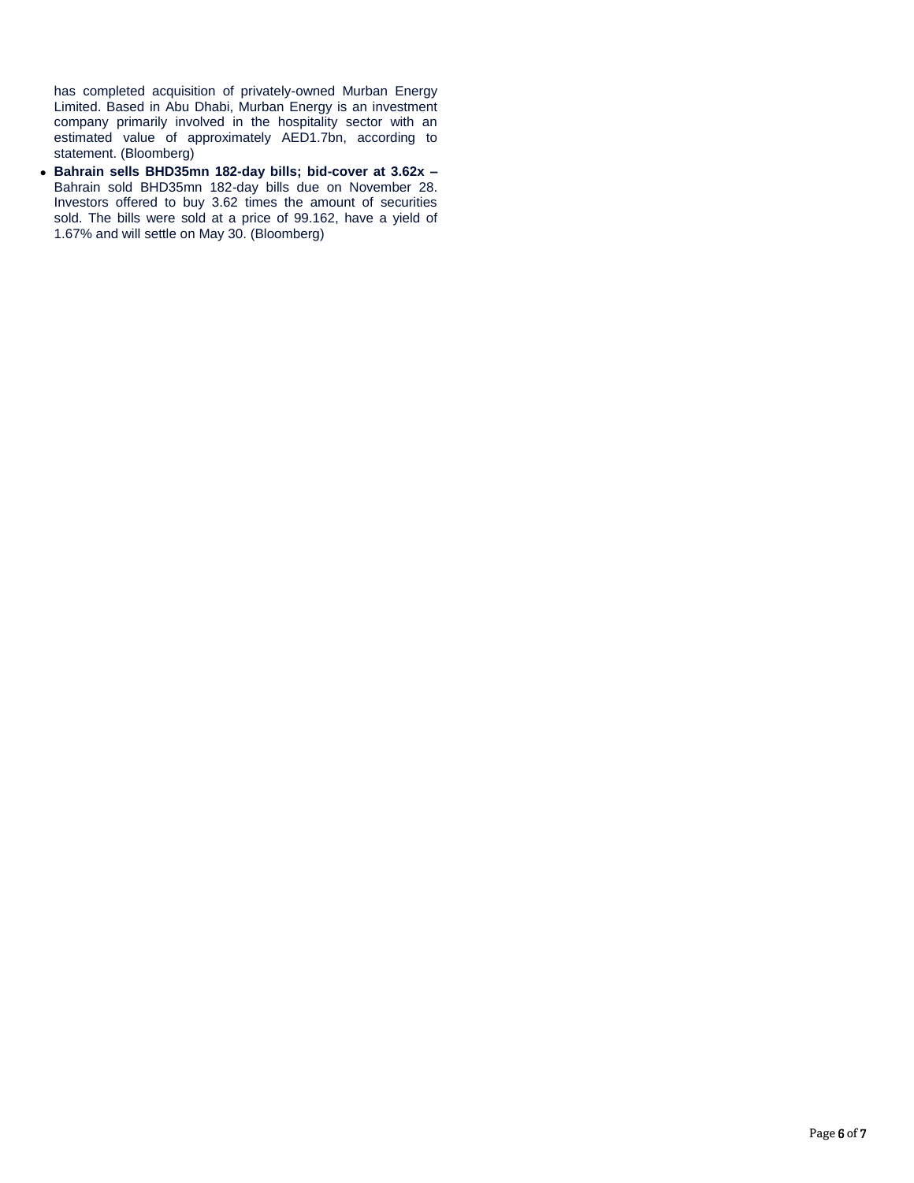has completed acquisition of privately-owned Murban Energy Limited. Based in Abu Dhabi, Murban Energy is an investment company primarily involved in the hospitality sector with an estimated value of approximately AED1.7bn, according to statement. (Bloomberg)

- **Bahrain sells BHD35mn 182-day bills; bid-cover at 3.62x –** Bahrain sold BHD35mn 182-day bills due on November 28. Investors offered to buy 3.62 times the amount of securities sold. The bills were sold at a price of 99.162, have a yield of 1.67% and will settle on May 30. (Bloomberg)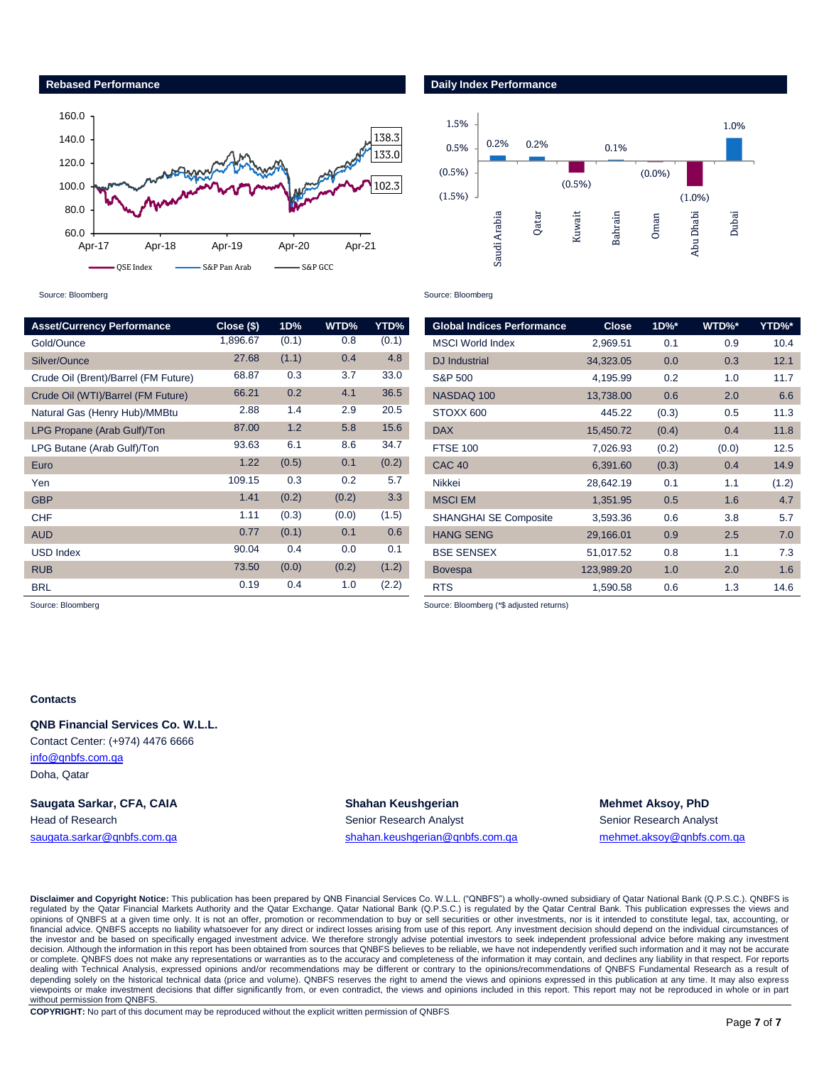## Rebased Performance

160.0
140.0
120.0
100.0
80.0
60.0

Apr-17 Apr-18 Apr-19 Apr-20 Apr-21

138.3
133.0
102.3

QSE Index S&P Pan Arab S&P GCC

Source: Bloomberg

## Daily Index Performance

1.5%
0.5%
(0.5%)
(1.5%)

0.2% 0.2% (0.5%) 0.1% (0.0%) (1.0%) 1.0%

Saudi Arabia Qatar Kuwait Bahrain Oman Abu Dhabi Dubai

Source: Bloomberg

| Asset/Currency Performance | Close ($) | 1D% | WTD% | YTD% |
|---|---|---|---|---|
| Gold/Ounce | 1,896.67 | (0.1) | 0.8 | (0.1) |
| Silver/Ounce | 27.68 | (1.1) | 0.4 | 4.8 |
| Crude Oil (Brent)/Barrel (FM Future) | 68.87 | 0.3 | 3.7 | 33.0 |
| Crude Oil (WTI)/Barrel (FM Future) | 66.21 | 0.2 | 4.1 | 36.5 |
| Natural Gas (Henry Hub)/MMBtu | 2.88 | 1.4 | 2.9 | 20.5 |
| LPG Propane (Arab Gulf)/Ton | 87.00 | 1.2 | 5.8 | 15.6 |
| LPG Butane (Arab Gulf)/Ton | 93.63 | 6.1 | 8.6 | 34.7 |
| Euro | 1.22 | (0.5) | 0.1 | (0.2) |
| Yen | 109.15 | 0.3 | 0.2 | 5.7 |
| GBP | 1.41 | (0.2) | (0.2) | 3.3 |
| CHF | 1.11 | (0.3) | (0.0) | (1.5) |
| AUD | 0.77 | (0.1) | 0.1 | 0.6 |
| USD Index | 90.04 | 0.4 | 0.0 | 0.1 |
| RUB | 73.50 | (0.0) | (0.2) | (1.2) |
| BRL | 0.19 | 0.4 | 1.0 | (2.2) |

Source: Bloomberg

| Global Indices Performance | Close | 1D%* | WTD%* | YTD%* |
|---|---|---|---|---|
| MSCI World Index | 2,969.51 | 0.1 | 0.9 | 10.4 |
| DJ Industrial | 34,323.05 | 0.0 | 0.3 | 12.1 |
| S&P 500 | 4,195.99 | 0.2 | 1.0 | 11.7 |
| NASDAQ 100 | 13,738.00 | 0.6 | 2.0 | 6.6 |
| STOXX 600 | 445.22 | (0.3) | 0.5 | 11.3 |
| DAX | 15,450.72 | (0.4) | 0.4 | 11.8 |
| FTSE 100 | 7,026.93 | (0.2) | (0.0) | 12.5 |
| CAC 40 | 6,391.60 | (0.3) | 0.4 | 14.9 |
| Nikkei | 28,642.19 | 0.1 | 1.1 | (1.2) |
| MSCI EM | 1,351.95 | 0.5 | 1.6 | 4.7 |
| SHANGHAI SE Composite | 3,593.36 | 0.6 | 3.8 | 5.7 |
| HANG SENG | 29,166.01 | 0.9 | 2.5 | 7.0 |
| BSE SENSEX | 51,017.52 | 0.8 | 1.1 | 7.3 |
| Bovespa | 123,989.20 | 1.0 | 2.0 | 1.6 |
| RTS | 1,590.58 | 0.6 | 1.3 | 14.6 |

Source: Bloomberg (*$ adjusted returns)

**Contacts**

**QNB Financial Services Co. W.L.L.**
Contact Center: (+974) 4476 6666
info@qnbfs.com.qa
Doha, Qatar

**Saugata Sarkar, CFA, CAIA**
Head of Research
saugata.sarkar@qnbfs.com.qa

**Shahan Keushgerian**
Senior Research Analyst
shahan.keushgerian@qnbfs.com.qa

**Mehmet Aksoy, PhD**
Senior Research Analyst
mehmet.aksoy@qnbfs.com.qa

**Disclaimer and Copyright Notice:** This publication has been prepared by QNB Financial Services Co. W.L.L. ("QNBFS") a wholly-owned subsidiary of Qatar National Bank (Q.P.S.C.). QNBFS is regulated by the Qatar Financial Markets Authority and the Qatar Exchange. Qatar National Bank (Q.P.S.C.) is regulated by the Qatar Central Bank. This publication expresses the views and opinions of QNBFS at a given time only. It is not an offer, promotion or recommendation to buy or sell securities or other investments, nor is it intended to constitute legal, tax, accounting, or financial advice. QNBFS accepts no liability whatsoever for any direct or indirect losses arising from use of this report. Any investment decision should depend on the individual circumstances of the investor and be based on specifically engaged investment advice. We therefore strongly advise potential investors to seek independent professional advice before making any investment decision. Although the information in this report has been obtained from sources that QNBFS believes to be reliable, we have not independently verified such information and it may not be accurate or complete. QNBFS does not make any representations or warranties as to the accuracy and completeness of the information it may contain, and declines any liability in that respect. For reports dealing with Technical Analysis, expressed opinions and/or recommendations may be different or contrary to the opinions/recommendations of QNBFS Fundamental Research as a result of depending solely on the historical technical data (price and volume). QNBFS reserves the right to amend the views and opinions expressed in this publication at any time. It may also express viewpoints or make investment decisions that differ significantly from, or even contradict, the views and opinions included in this report. This report may not be reproduced in whole or in part without permission from QNBFS.

**COPYRIGHT:** No part of this document may be reproduced without the explicit written permission of QNBFS.